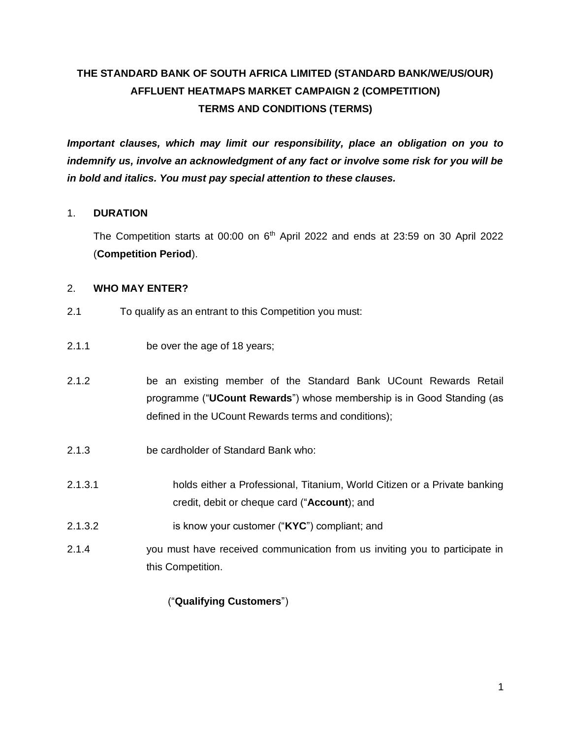# THE STANDARD BANK OF SOUTH AFRICA LIMITED (STANDARD BANK/WE/US/OUR) AFFLUENT HEATMAPS MARKET CAMPAIGN 2 (COMPETITION) TERMS AND CONDITIONS (TERMS)

***Important clauses, which may limit our responsibility, place an obligation on you to indemnify us, involve an acknowledgment of any fact or involve some risk for you will be in bold and italics. You must pay special attention to these clauses.***

## 1. DURATION

The Competition starts at 00:00 on 6th April 2022 and ends at 23:59 on 30 April 2022 (**Competition Period**).

## 2. WHO MAY ENTER?

2.1 To qualify as an entrant to this Competition you must:

2.1.1 be over the age of 18 years;

2.1.2 be an existing member of the Standard Bank UCount Rewards Retail programme ("**UCount Rewards**") whose membership is in Good Standing (as defined in the UCount Rewards terms and conditions);

2.1.3 be cardholder of Standard Bank who:

2.1.3.1 holds either a Professional, Titanium, World Citizen or a Private banking credit, debit or cheque card ("**Account**); and

2.1.3.2 is know your customer ("**KYC**") compliant; and

2.1.4 you must have received communication from us inviting you to participate in this Competition.

("**Qualifying Customers**")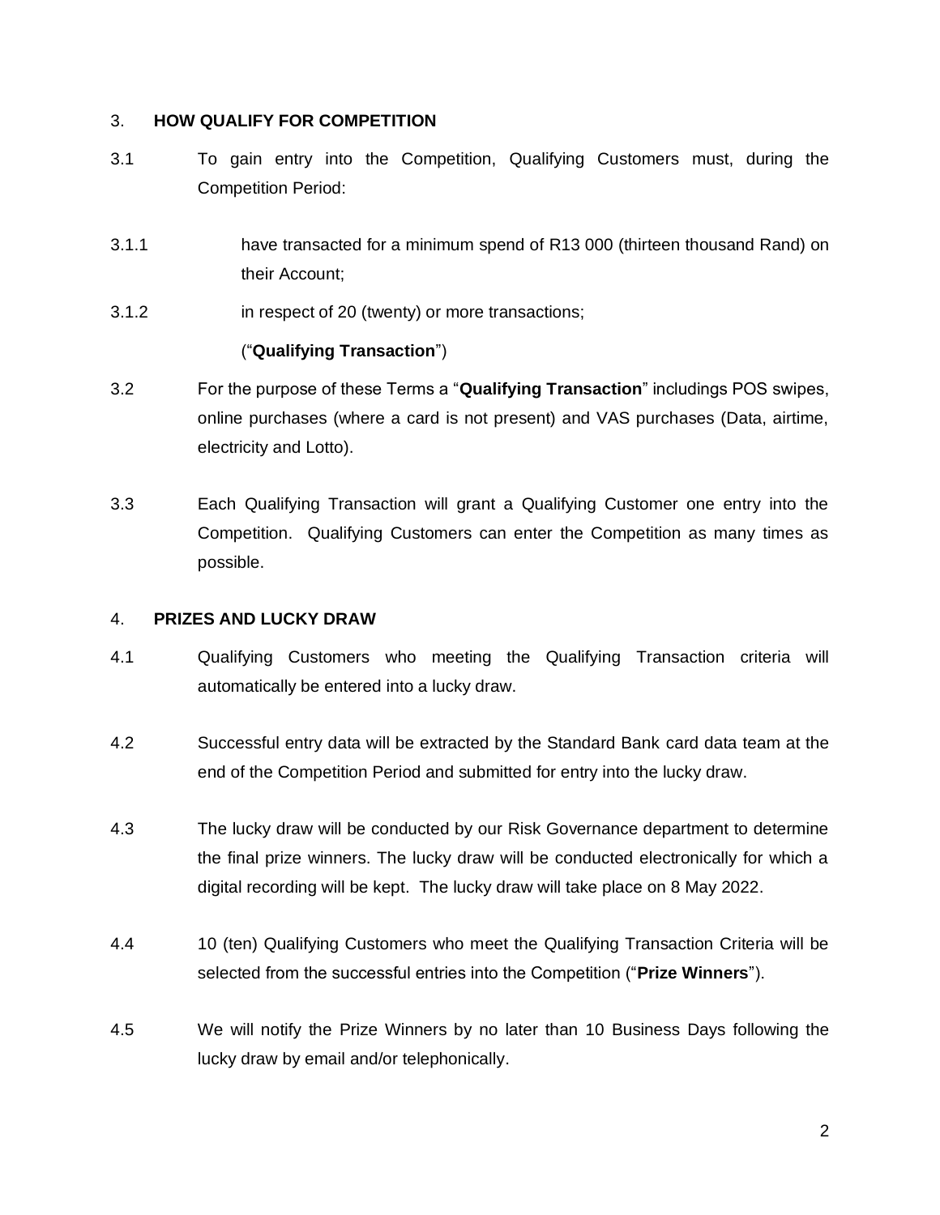## 3. HOW QUALIFY FOR COMPETITION

3.1 To gain entry into the Competition, Qualifying Customers must, during the Competition Period:

3.1.1 have transacted for a minimum spend of R13 000 (thirteen thousand Rand) on their Account;

3.1.2 in respect of 20 (twenty) or more transactions;

("**Qualifying Transaction**")

3.2 For the purpose of these Terms a "**Qualifying Transaction**" includings POS swipes, online purchases (where a card is not present) and VAS purchases (Data, airtime, electricity and Lotto).

3.3 Each Qualifying Transaction will grant a Qualifying Customer one entry into the Competition. Qualifying Customers can enter the Competition as many times as possible.

## 4. PRIZES AND LUCKY DRAW

4.1 Qualifying Customers who meeting the Qualifying Transaction criteria will automatically be entered into a lucky draw.

4.2 Successful entry data will be extracted by the Standard Bank card data team at the end of the Competition Period and submitted for entry into the lucky draw.

4.3 The lucky draw will be conducted by our Risk Governance department to determine the final prize winners. The lucky draw will be conducted electronically for which a digital recording will be kept. The lucky draw will take place on 8 May 2022.

4.4 10 (ten) Qualifying Customers who meet the Qualifying Transaction Criteria will be selected from the successful entries into the Competition ("**Prize Winners**").

4.5 We will notify the Prize Winners by no later than 10 Business Days following the lucky draw by email and/or telephonically.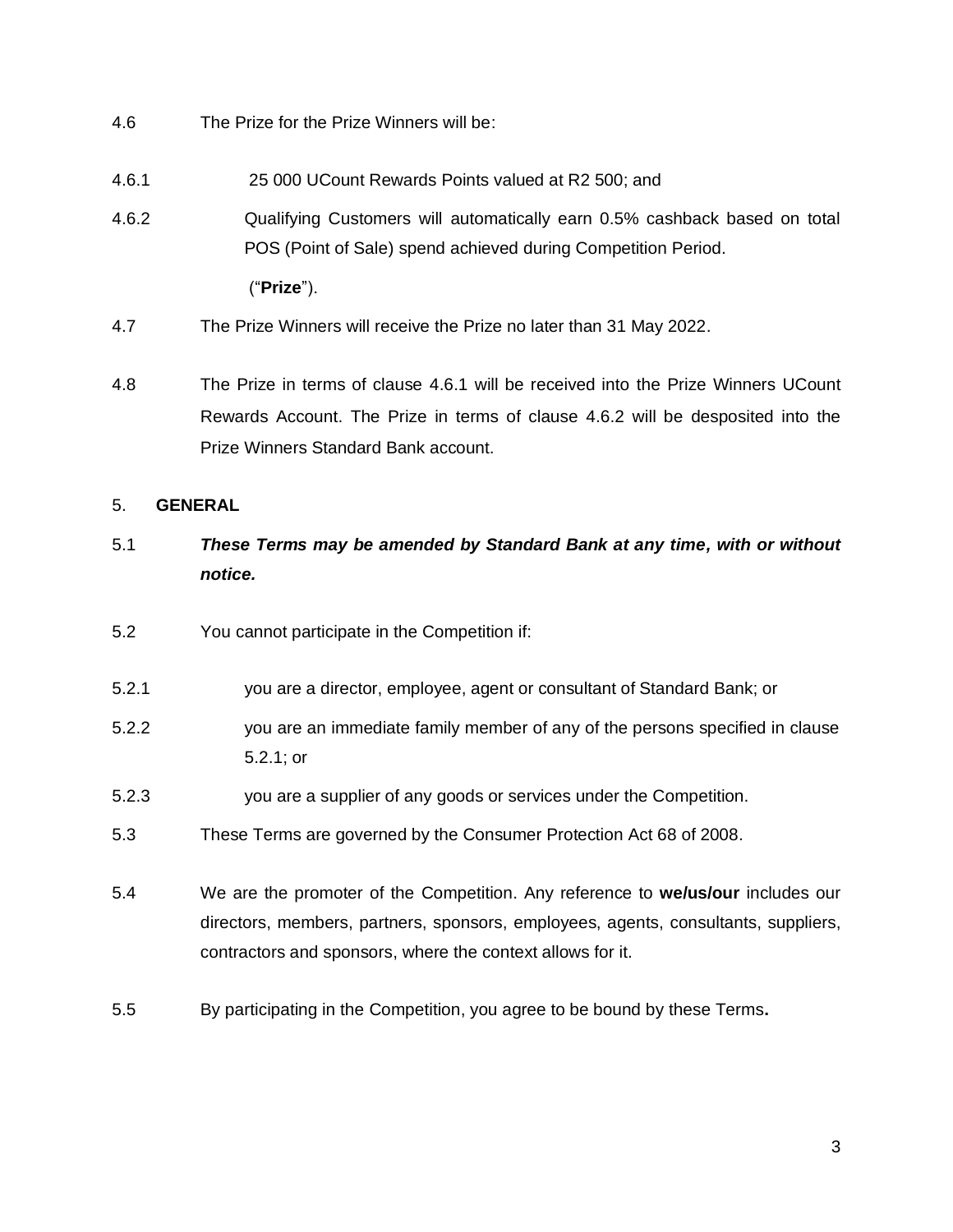4.6 The Prize for the Prize Winners will be:

4.6.1 25 000 UCount Rewards Points valued at R2 500; and

4.6.2 Qualifying Customers will automatically earn 0.5% cashback based on total POS (Point of Sale) spend achieved during Competition Period.

("**Prize**").

4.7 The Prize Winners will receive the Prize no later than 31 May 2022.

4.8 The Prize in terms of clause 4.6.1 will be received into the Prize Winners UCount Rewards Account. The Prize in terms of clause 4.6.2 will be desposited into the Prize Winners Standard Bank account.

5. **GENERAL**

5.1 ***These Terms may be amended by Standard Bank at any time, with or without notice.***

5.2 You cannot participate in the Competition if:

5.2.1 you are a director, employee, agent or consultant of Standard Bank; or

5.2.2 you are an immediate family member of any of the persons specified in clause 5.2.1; or

5.2.3 you are a supplier of any goods or services under the Competition.

5.3 These Terms are governed by the Consumer Protection Act 68 of 2008.

5.4 We are the promoter of the Competition. Any reference to **we/us/our** includes our directors, members, partners, sponsors, employees, agents, consultants, suppliers, contractors and sponsors, where the context allows for it.

5.5 By participating in the Competition, you agree to be bound by these Terms**.**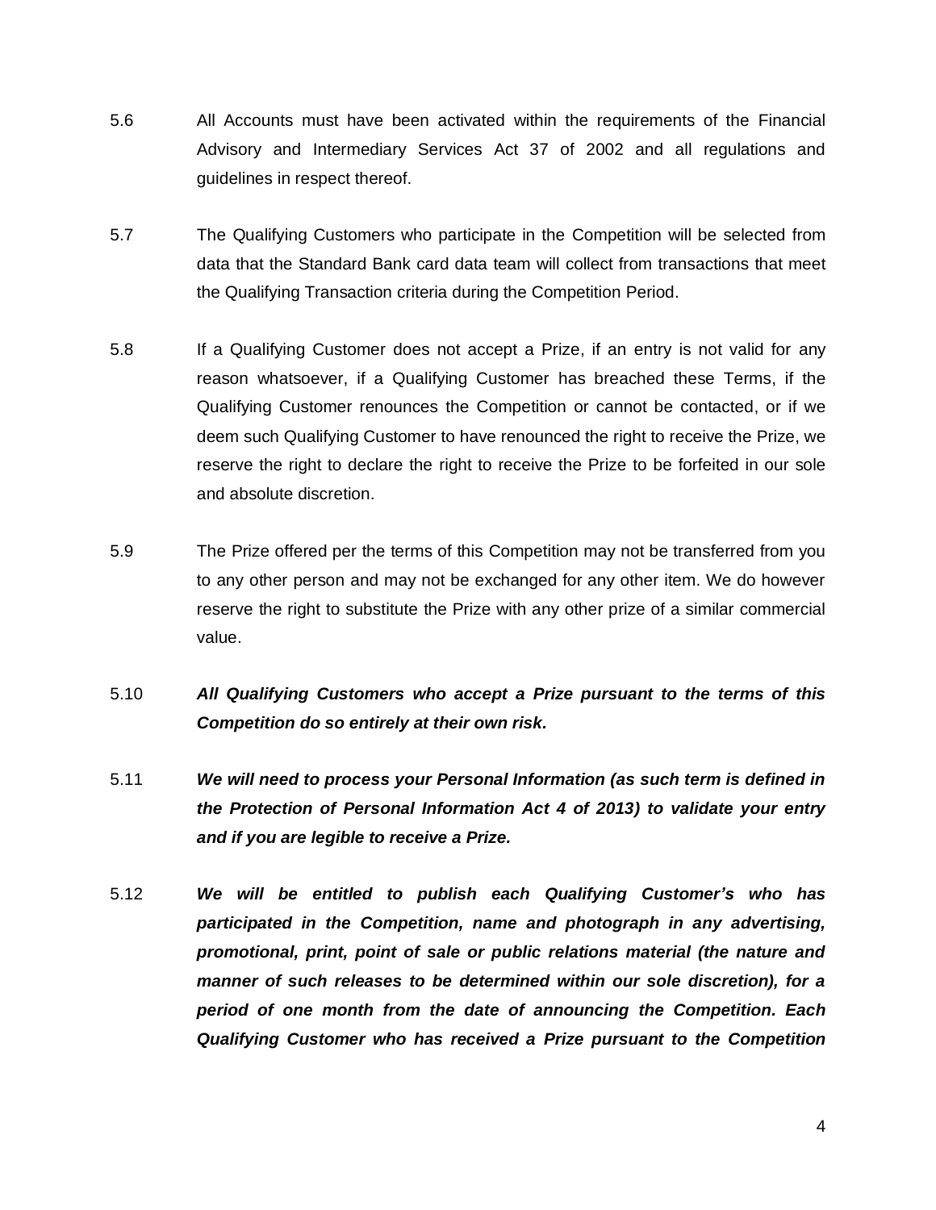5.6 All Accounts must have been activated within the requirements of the Financial Advisory and Intermediary Services Act 37 of 2002 and all regulations and guidelines in respect thereof.

5.7 The Qualifying Customers who participate in the Competition will be selected from data that the Standard Bank card data team will collect from transactions that meet the Qualifying Transaction criteria during the Competition Period.

5.8 If a Qualifying Customer does not accept a Prize, if an entry is not valid for any reason whatsoever, if a Qualifying Customer has breached these Terms, if the Qualifying Customer renounces the Competition or cannot be contacted, or if we deem such Qualifying Customer to have renounced the right to receive the Prize, we reserve the right to declare the right to receive the Prize to be forfeited in our sole and absolute discretion.

5.9 The Prize offered per the terms of this Competition may not be transferred from you to any other person and may not be exchanged for any other item. We do however reserve the right to substitute the Prize with any other prize of a similar commercial value.

5.10 ***All Qualifying Customers who accept a Prize pursuant to the terms of this Competition do so entirely at their own risk.***

5.11 ***We will need to process your Personal Information (as such term is defined in the Protection of Personal Information Act 4 of 2013) to validate your entry and if you are legible to receive a Prize.***

5.12 ***We will be entitled to publish each Qualifying Customer's who has participated in the Competition, name and photograph in any advertising, promotional, print, point of sale or public relations material (the nature and manner of such releases to be determined within our sole discretion), for a period of one month from the date of announcing the Competition. Each Qualifying Customer who has received a Prize pursuant to the Competition***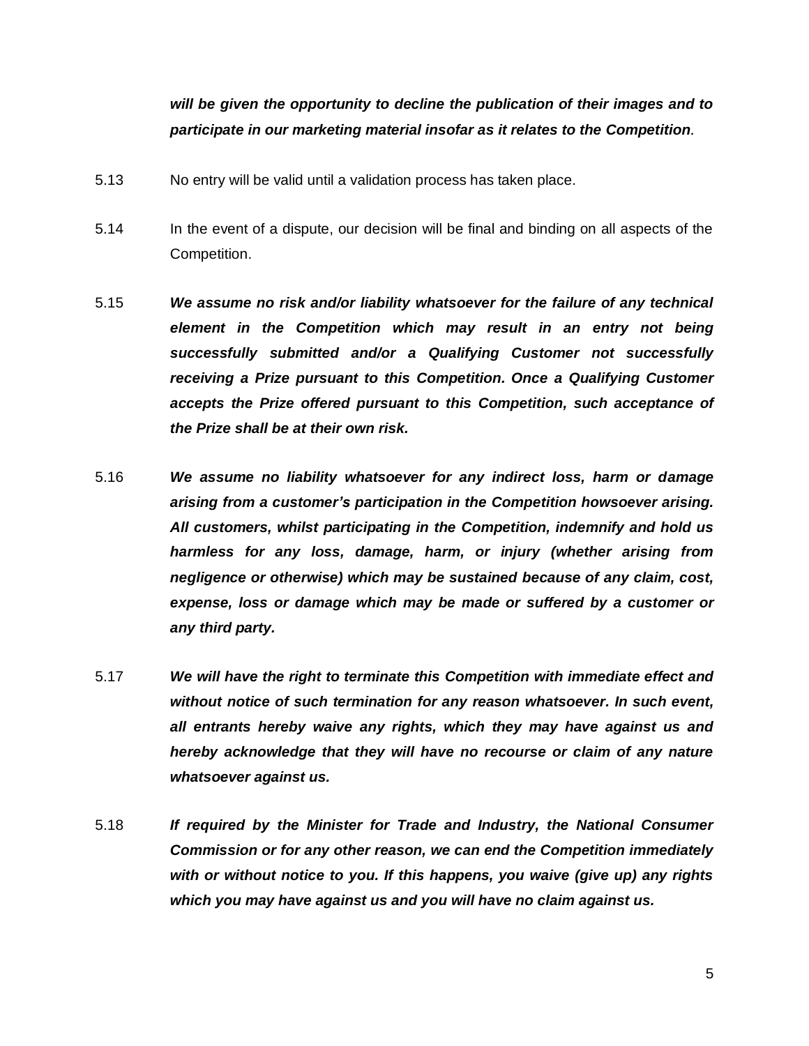***will be given the opportunity to decline the publication of their images and to participate in our marketing material insofar as it relates to the Competition*.**

5.13 No entry will be valid until a validation process has taken place.

5.14 In the event of a dispute, our decision will be final and binding on all aspects of the Competition.

5.15 ***We assume no risk and/or liability whatsoever for the failure of any technical element in the Competition which may result in an entry not being successfully submitted and/or a Qualifying Customer not successfully receiving a Prize pursuant to this Competition. Once a Qualifying Customer accepts the Prize offered pursuant to this Competition, such acceptance of the Prize shall be at their own risk.***

5.16 ***We assume no liability whatsoever for any indirect loss, harm or damage arising from a customer's participation in the Competition howsoever arising. All customers, whilst participating in the Competition, indemnify and hold us harmless for any loss, damage, harm, or injury (whether arising from negligence or otherwise) which may be sustained because of any claim, cost, expense, loss or damage which may be made or suffered by a customer or any third party.***

5.17 ***We will have the right to terminate this Competition with immediate effect and without notice of such termination for any reason whatsoever. In such event, all entrants hereby waive any rights, which they may have against us and hereby acknowledge that they will have no recourse or claim of any nature whatsoever against us.***

5.18 ***If required by the Minister for Trade and Industry, the National Consumer Commission or for any other reason, we can end the Competition immediately with or without notice to you. If this happens, you waive (give up) any rights which you may have against us and you will have no claim against us.***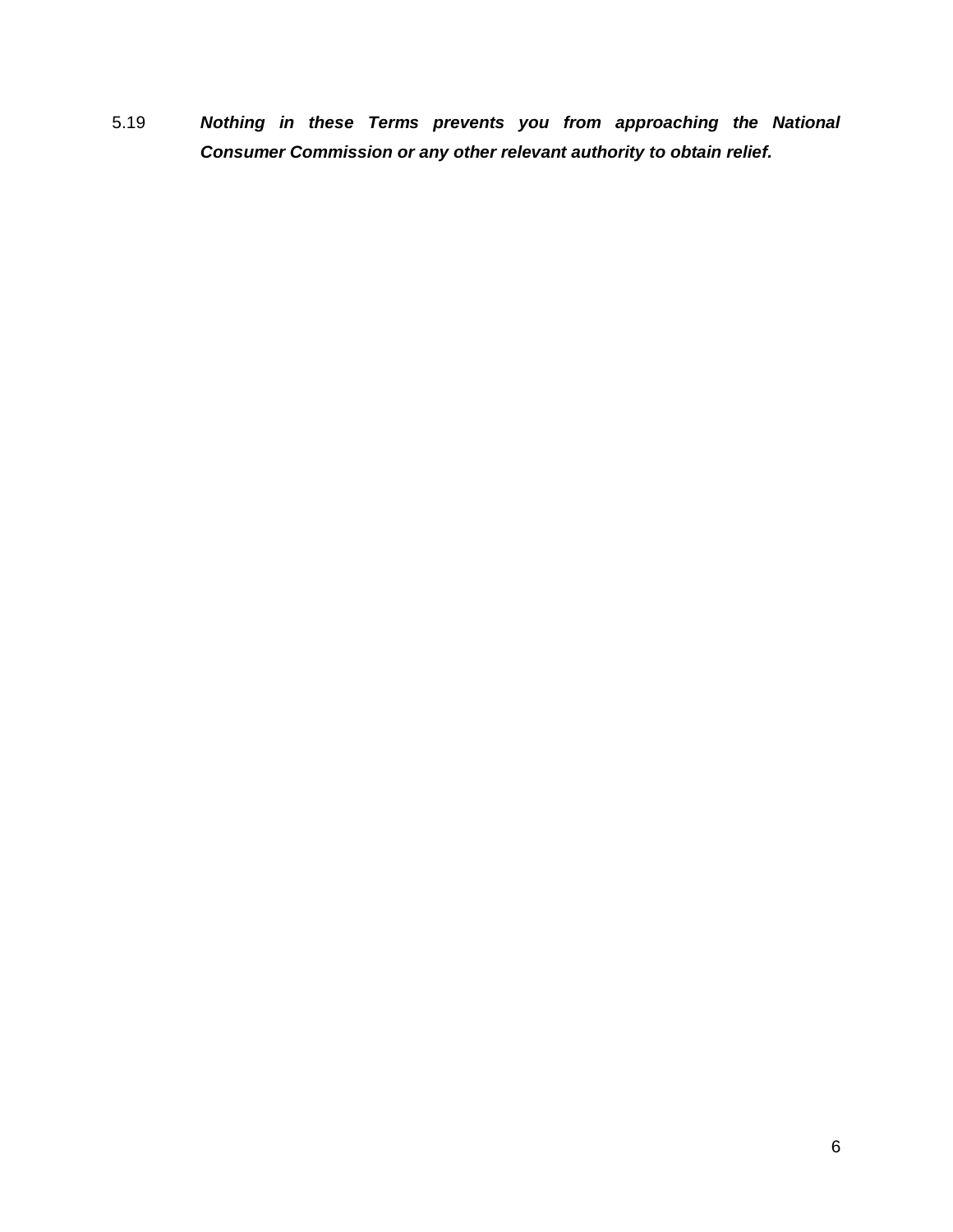5.19 ***Nothing in these Terms prevents you from approaching the National Consumer Commission or any other relevant authority to obtain relief.***